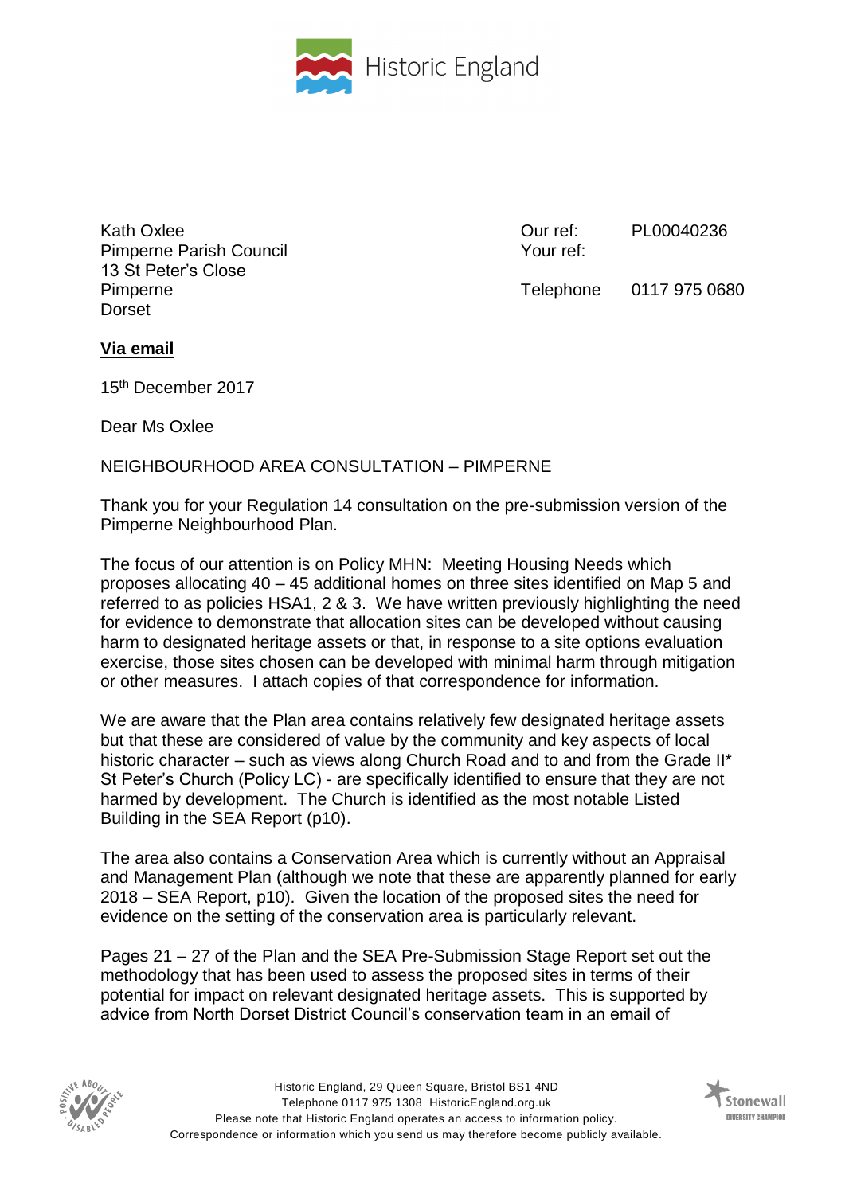Historic England

Kath Oxlee
Pimperne Parish Council
13 St Peter's Close
Pimperne
Dorset

Our ref: PL00040236
Your ref:

Telephone 0117 975 0680

**Via email**

15th December 2017

Dear Ms Oxlee

NEIGHBOURHOOD AREA CONSULTATION – PIMPERNE

Thank you for your Regulation 14 consultation on the pre-submission version of the Pimperne Neighbourhood Plan.

The focus of our attention is on Policy MHN: Meeting Housing Needs which proposes allocating 40 – 45 additional homes on three sites identified on Map 5 and referred to as policies HSA1, 2 & 3. We have written previously highlighting the need for evidence to demonstrate that allocation sites can be developed without causing harm to designated heritage assets or that, in response to a site options evaluation exercise, those sites chosen can be developed with minimal harm through mitigation or other measures. I attach copies of that correspondence for information.

We are aware that the Plan area contains relatively few designated heritage assets but that these are considered of value by the community and key aspects of local historic character – such as views along Church Road and to and from the Grade II* St Peter's Church (Policy LC) - are specifically identified to ensure that they are not harmed by development. The Church is identified as the most notable Listed Building in the SEA Report (p10).

The area also contains a Conservation Area which is currently without an Appraisal and Management Plan (although we note that these are apparently planned for early 2018 – SEA Report, p10). Given the location of the proposed sites the need for evidence on the setting of the conservation area is particularly relevant.

Pages 21 – 27 of the Plan and the SEA Pre-Submission Stage Report set out the methodology that has been used to assess the proposed sites in terms of their potential for impact on relevant designated heritage assets. This is supported by advice from North Dorset District Council's conservation team in an email of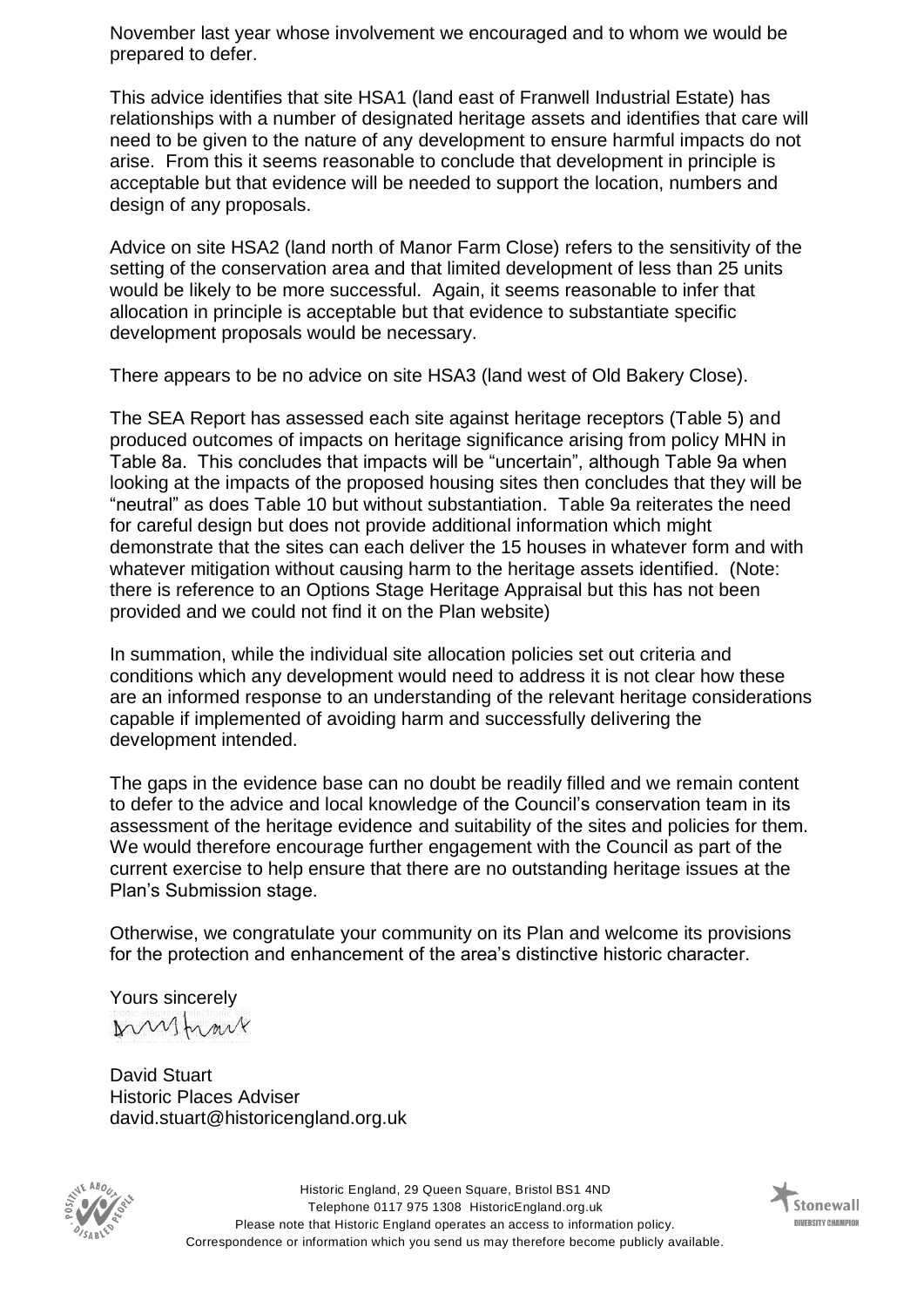November last year whose involvement we encouraged and to whom we would be prepared to defer.

This advice identifies that site HSA1 (land east of Franwell Industrial Estate) has relationships with a number of designated heritage assets and identifies that care will need to be given to the nature of any development to ensure harmful impacts do not arise. From this it seems reasonable to conclude that development in principle is acceptable but that evidence will be needed to support the location, numbers and design of any proposals.

Advice on site HSA2 (land north of Manor Farm Close) refers to the sensitivity of the setting of the conservation area and that limited development of less than 25 units would be likely to be more successful. Again, it seems reasonable to infer that allocation in principle is acceptable but that evidence to substantiate specific development proposals would be necessary.

There appears to be no advice on site HSA3 (land west of Old Bakery Close).

The SEA Report has assessed each site against heritage receptors (Table 5) and produced outcomes of impacts on heritage significance arising from policy MHN in Table 8a. This concludes that impacts will be "uncertain", although Table 9a when looking at the impacts of the proposed housing sites then concludes that they will be "neutral" as does Table 10 but without substantiation. Table 9a reiterates the need for careful design but does not provide additional information which might demonstrate that the sites can each deliver the 15 houses in whatever form and with whatever mitigation without causing harm to the heritage assets identified. (Note: there is reference to an Options Stage Heritage Appraisal but this has not been provided and we could not find it on the Plan website)

In summation, while the individual site allocation policies set out criteria and conditions which any development would need to address it is not clear how these are an informed response to an understanding of the relevant heritage considerations capable if implemented of avoiding harm and successfully delivering the development intended.

The gaps in the evidence base can no doubt be readily filled and we remain content to defer to the advice and local knowledge of the Council's conservation team in its assessment of the heritage evidence and suitability of the sites and policies for them. We would therefore encourage further engagement with the Council as part of the current exercise to help ensure that there are no outstanding heritage issues at the Plan's Submission stage.

Otherwise, we congratulate your community on its Plan and welcome its provisions for the protection and enhancement of the area's distinctive historic character.

Yours sincerely

David Stuart
Historic Places Adviser
david.stuart@historicengland.org.uk

Historic England, 29 Queen Square, Bristol BS1 4ND
Telephone 0117 975 1308 HistoricEngland.org.uk
Please note that Historic England operates an access to information policy.
Correspondence or information which you send us may therefore become publicly available.